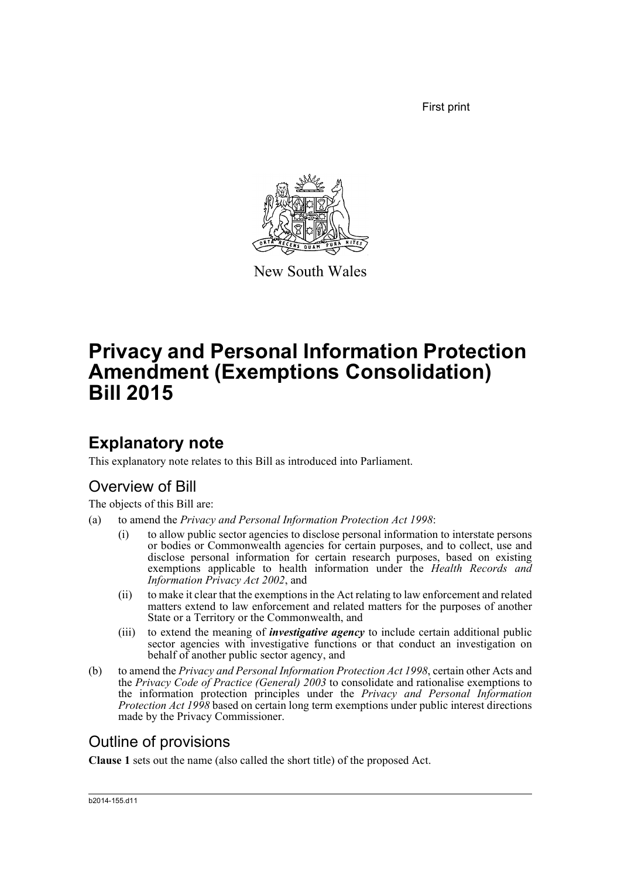First print

New South Wales

# Privacy and Personal Information Protection Amendment (Exemptions Consolidation) Bill 2015

## Explanatory note

This explanatory note relates to this Bill as introduced into Parliament.

### Overview of Bill

The objects of this Bill are:

(a) to amend the *Privacy and Personal Information Protection Act 1998*:

 (i) to allow public sector agencies to disclose personal information to interstate persons or bodies or Commonwealth agencies for certain purposes, and to collect, use and disclose personal information for certain research purposes, based on existing exemptions applicable to health information under the *Health Records and Information Privacy Act 2002*, and

 (ii) to make it clear that the exemptions in the Act relating to law enforcement and related matters extend to law enforcement and related matters for the purposes of another State or a Territory or the Commonwealth, and

 (iii) to extend the meaning of ***investigative agency*** to include certain additional public sector agencies with investigative functions or that conduct an investigation on behalf of another public sector agency, and

(b) to amend the *Privacy and Personal Information Protection Act 1998*, certain other Acts and the *Privacy Code of Practice (General) 2003* to consolidate and rationalise exemptions to the information protection principles under the *Privacy and Personal Information Protection Act 1998* based on certain long term exemptions under public interest directions made by the Privacy Commissioner.

### Outline of provisions

**Clause 1** sets out the name (also called the short title) of the proposed Act.

b2014-155.d11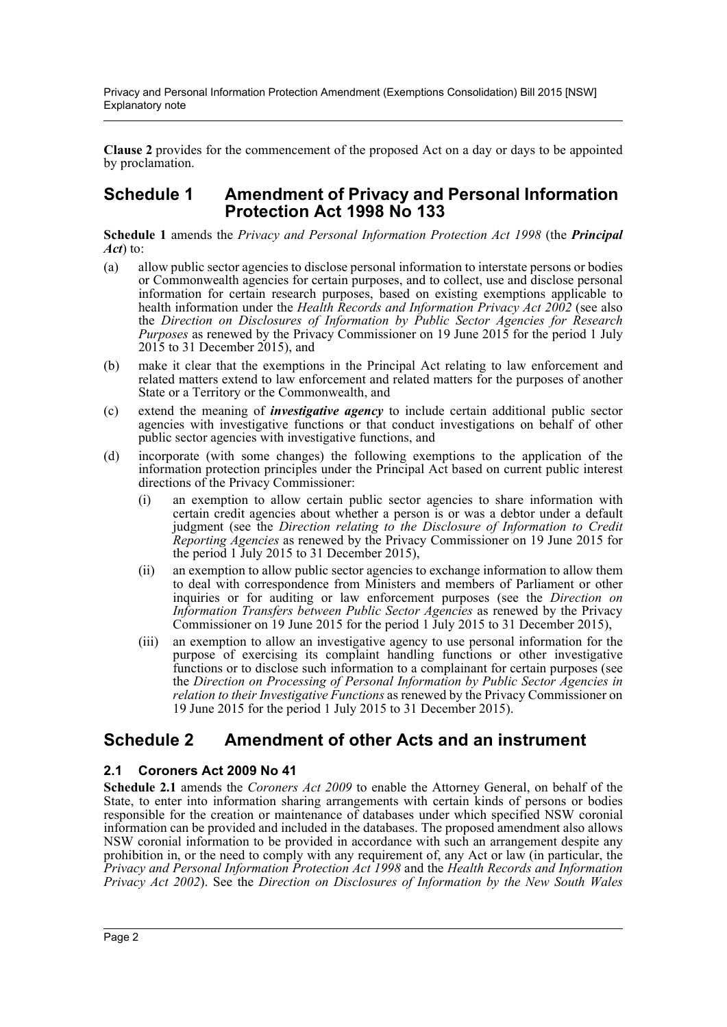**Clause 2** provides for the commencement of the proposed Act on a day or days to be appointed by proclamation.

## Schedule 1 Amendment of Privacy and Personal Information Protection Act 1998 No 133

**Schedule 1** amends the *Privacy and Personal Information Protection Act 1998* (the ***Principal Act***) to:

(a) allow public sector agencies to disclose personal information to interstate persons or bodies or Commonwealth agencies for certain purposes, and to collect, use and disclose personal information for certain research purposes, based on existing exemptions applicable to health information under the *Health Records and Information Privacy Act 2002* (see also the *Direction on Disclosures of Information by Public Sector Agencies for Research Purposes* as renewed by the Privacy Commissioner on 19 June 2015 for the period 1 July 2015 to 31 December 2015), and

(b) make it clear that the exemptions in the Principal Act relating to law enforcement and related matters extend to law enforcement and related matters for the purposes of another State or a Territory or the Commonwealth, and

(c) extend the meaning of ***investigative agency*** to include certain additional public sector agencies with investigative functions or that conduct investigations on behalf of other public sector agencies with investigative functions, and

(d) incorporate (with some changes) the following exemptions to the application of the information protection principles under the Principal Act based on current public interest directions of the Privacy Commissioner:

   (i) an exemption to allow certain public sector agencies to share information with certain credit agencies about whether a person is or was a debtor under a default judgment (see the *Direction relating to the Disclosure of Information to Credit Reporting Agencies* as renewed by the Privacy Commissioner on 19 June 2015 for the period 1 July 2015 to 31 December 2015),

   (ii) an exemption to allow public sector agencies to exchange information to allow them to deal with correspondence from Ministers and members of Parliament or other inquiries or for auditing or law enforcement purposes (see the *Direction on Information Transfers between Public Sector Agencies* as renewed by the Privacy Commissioner on 19 June 2015 for the period 1 July 2015 to 31 December 2015),

   (iii) an exemption to allow an investigative agency to use personal information for the purpose of exercising its complaint handling functions or other investigative functions or to disclose such information to a complainant for certain purposes (see the *Direction on Processing of Personal Information by Public Sector Agencies in relation to their Investigative Functions* as renewed by the Privacy Commissioner on 19 June 2015 for the period 1 July 2015 to 31 December 2015).

## Schedule 2 Amendment of other Acts and an instrument

### 2.1 Coroners Act 2009 No 41

**Schedule 2.1** amends the *Coroners Act 2009* to enable the Attorney General, on behalf of the State, to enter into information sharing arrangements with certain kinds of persons or bodies responsible for the creation or maintenance of databases under which specified NSW coronial information can be provided and included in the databases. The proposed amendment also allows NSW coronial information to be provided in accordance with such an arrangement despite any prohibition in, or the need to comply with any requirement of, any Act or law (in particular, the *Privacy and Personal Information Protection Act 1998* and the *Health Records and Information Privacy Act 2002*). See the *Direction on Disclosures of Information by the New South Wales*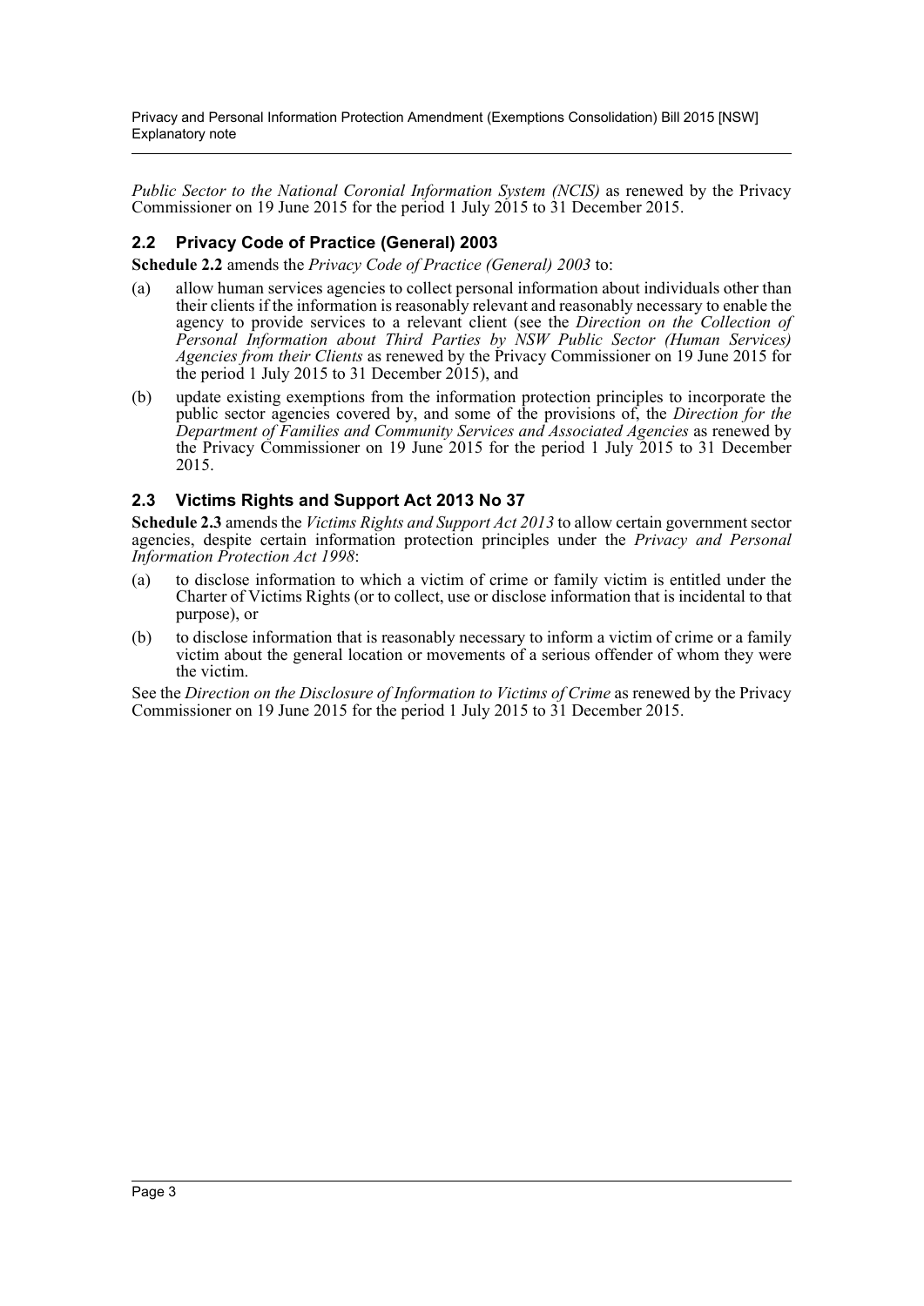*Public Sector to the National Coronial Information System (NCIS)* as renewed by the Privacy Commissioner on 19 June 2015 for the period 1 July 2015 to 31 December 2015.

### 2.2 Privacy Code of Practice (General) 2003

**Schedule 2.2** amends the *Privacy Code of Practice (General) 2003* to:

(a) allow human services agencies to collect personal information about individuals other than their clients if the information is reasonably relevant and reasonably necessary to enable the agency to provide services to a relevant client (see the *Direction on the Collection of Personal Information about Third Parties by NSW Public Sector (Human Services) Agencies from their Clients* as renewed by the Privacy Commissioner on 19 June 2015 for the period 1 July 2015 to 31 December 2015), and

(b) update existing exemptions from the information protection principles to incorporate the public sector agencies covered by, and some of the provisions of, the *Direction for the Department of Families and Community Services and Associated Agencies* as renewed by the Privacy Commissioner on 19 June 2015 for the period 1 July 2015 to 31 December 2015.

### 2.3 Victims Rights and Support Act 2013 No 37

**Schedule 2.3** amends the *Victims Rights and Support Act 2013* to allow certain government sector agencies, despite certain information protection principles under the *Privacy and Personal Information Protection Act 1998*:

(a) to disclose information to which a victim of crime or family victim is entitled under the Charter of Victims Rights (or to collect, use or disclose information that is incidental to that purpose), or

(b) to disclose information that is reasonably necessary to inform a victim of crime or a family victim about the general location or movements of a serious offender of whom they were the victim.

See the *Direction on the Disclosure of Information to Victims of Crime* as renewed by the Privacy Commissioner on 19 June 2015 for the period 1 July 2015 to 31 December 2015.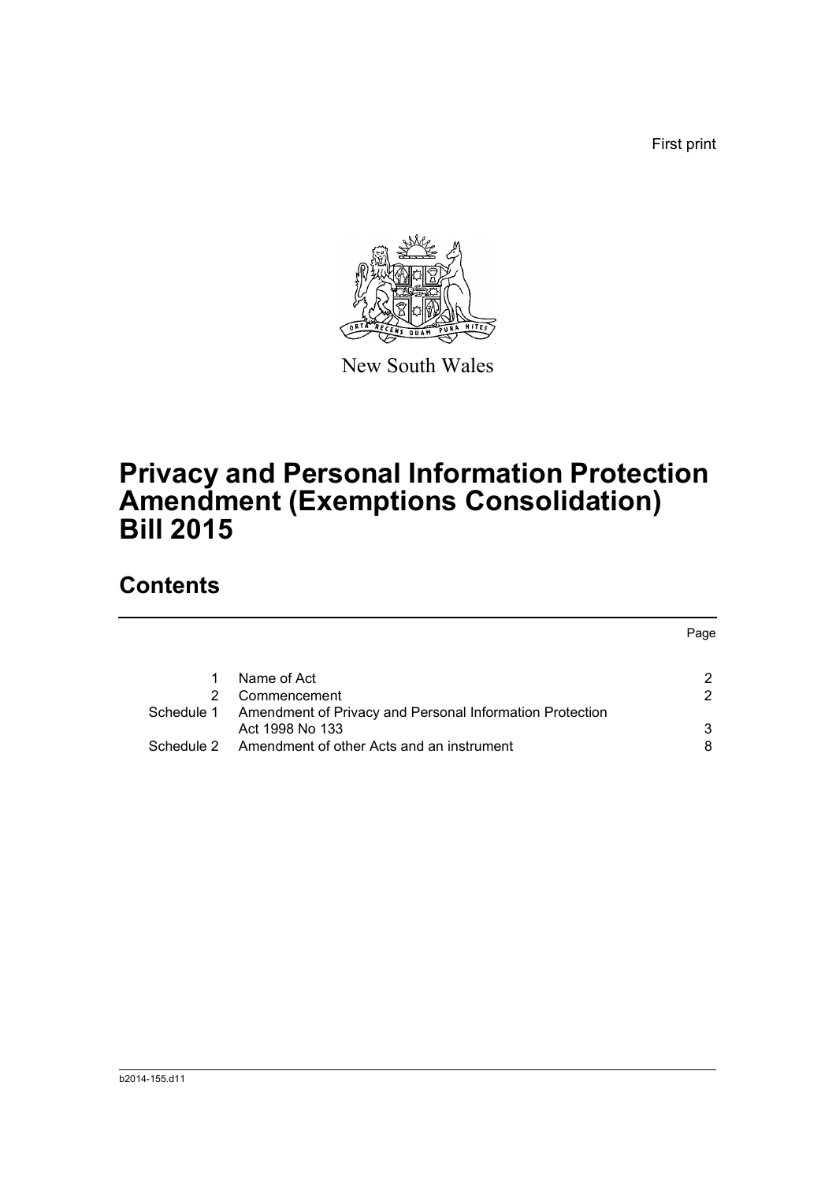First print

New South Wales

# Privacy and Personal Information Protection Amendment (Exemptions Consolidation) Bill 2015

## Contents

| | | Page |
|---|---|---|
| 1 | Name of Act | 2 |
| 2 | Commencement | 2 |
| Schedule 1 | Amendment of Privacy and Personal Information Protection Act 1998 No 133 | 3 |
| Schedule 2 | Amendment of other Acts and an instrument | 8 |

b2014-155.d11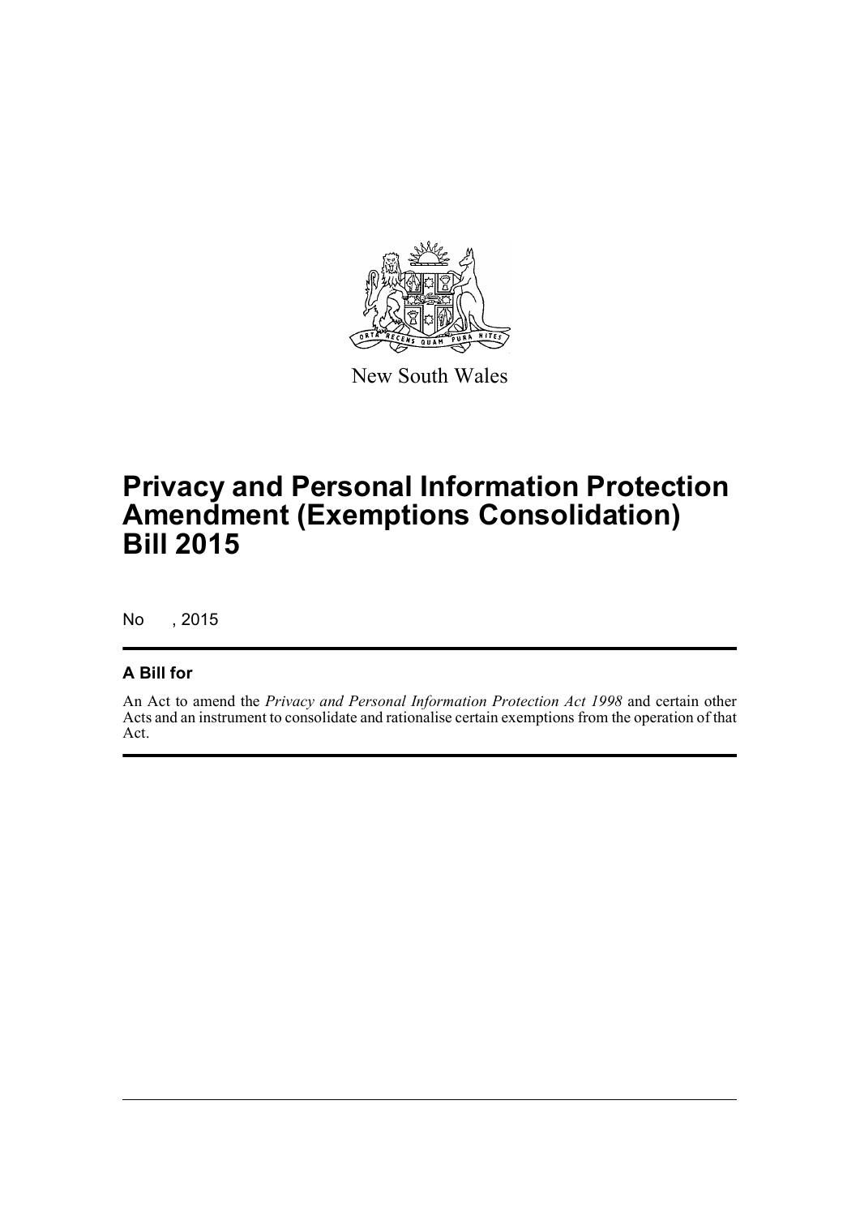New South Wales

# Privacy and Personal Information Protection Amendment (Exemptions Consolidation) Bill 2015

No , 2015

## A Bill for

An Act to amend the *Privacy and Personal Information Protection Act 1998* and certain other Acts and an instrument to consolidate and rationalise certain exemptions from the operation of that Act.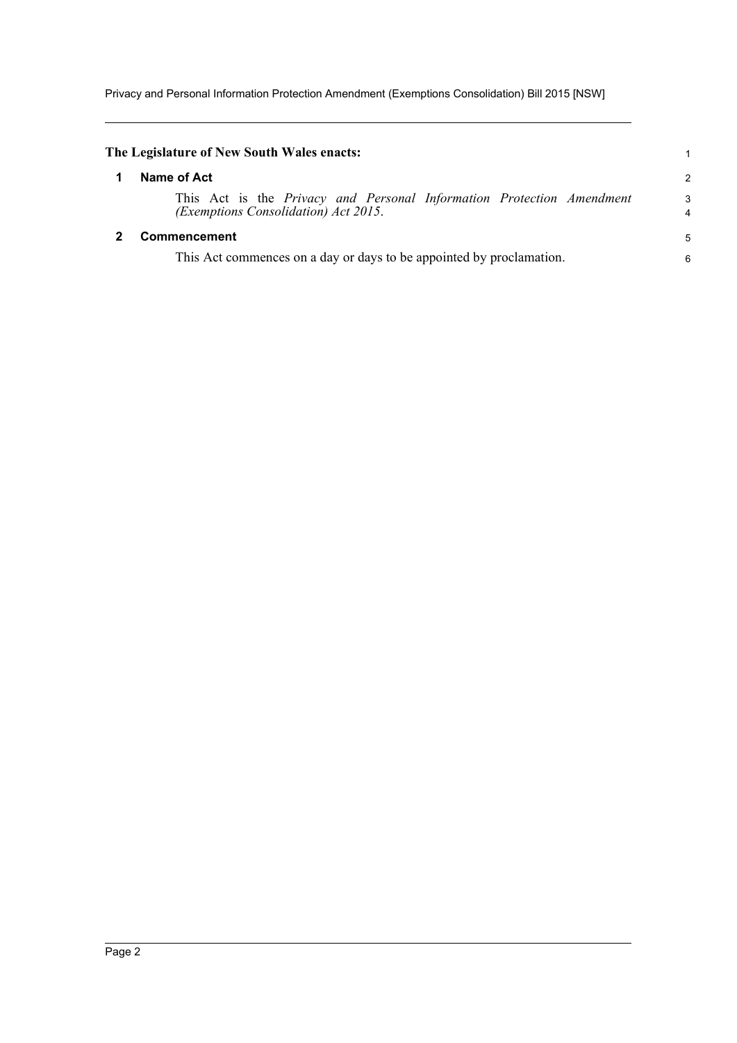**The Legislature of New South Wales enacts:**

## 1 Name of Act

This Act is the *Privacy and Personal Information Protection Amendment (Exemptions Consolidation) Act 2015*.

## 2 Commencement

This Act commences on a day or days to be appointed by proclamation.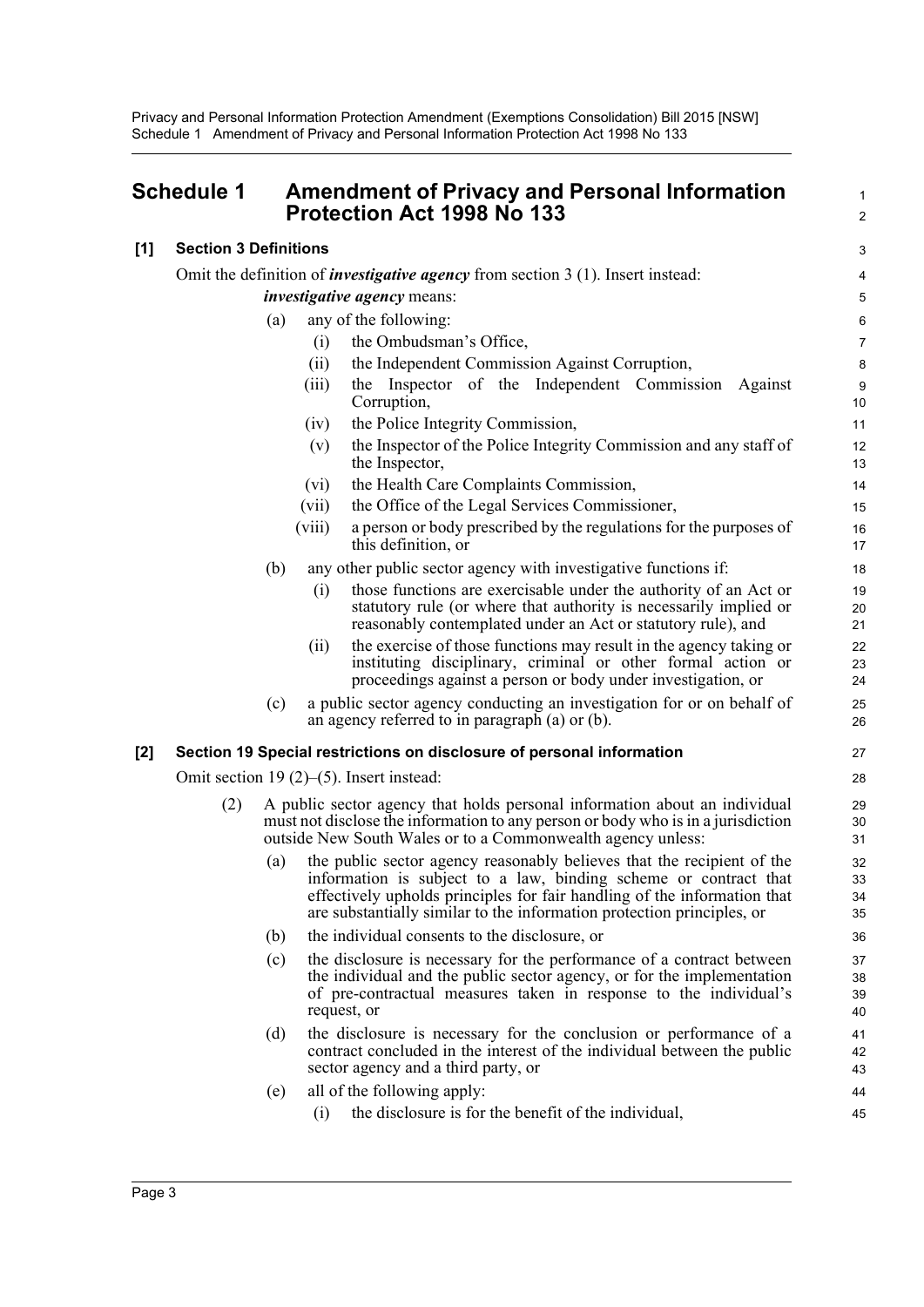## Schedule 1 Amendment of Privacy and Personal Information Protection Act 1998 No 133

### [1] Section 3 Definitions

Omit the definition of ***investigative agency*** from section 3 (1). Insert instead:

***investigative agency*** means:

(a) any of the following:

(i) the Ombudsman's Office,

(ii) the Independent Commission Against Corruption,

(iii) the Inspector of the Independent Commission Against Corruption,

(iv) the Police Integrity Commission,

(v) the Inspector of the Police Integrity Commission and any staff of the Inspector,

(vi) the Health Care Complaints Commission,

(vii) the Office of the Legal Services Commissioner,

(viii) a person or body prescribed by the regulations for the purposes of this definition, or

(b) any other public sector agency with investigative functions if:

(i) those functions are exercisable under the authority of an Act or statutory rule (or where that authority is necessarily implied or reasonably contemplated under an Act or statutory rule), and

(ii) the exercise of those functions may result in the agency taking or instituting disciplinary, criminal or other formal action or proceedings against a person or body under investigation, or

(c) a public sector agency conducting an investigation for or on behalf of an agency referred to in paragraph (a) or (b).

### [2] Section 19 Special restrictions on disclosure of personal information

Omit section 19 (2)–(5). Insert instead:

(2) A public sector agency that holds personal information about an individual must not disclose the information to any person or body who is in a jurisdiction outside New South Wales or to a Commonwealth agency unless:

(a) the public sector agency reasonably believes that the recipient of the information is subject to a law, binding scheme or contract that effectively upholds principles for fair handling of the information that are substantially similar to the information protection principles, or

(b) the individual consents to the disclosure, or

(c) the disclosure is necessary for the performance of a contract between the individual and the public sector agency, or for the implementation of pre-contractual measures taken in response to the individual's request, or

(d) the disclosure is necessary for the conclusion or performance of a contract concluded in the interest of the individual between the public sector agency and a third party, or

(e) all of the following apply:

(i) the disclosure is for the benefit of the individual,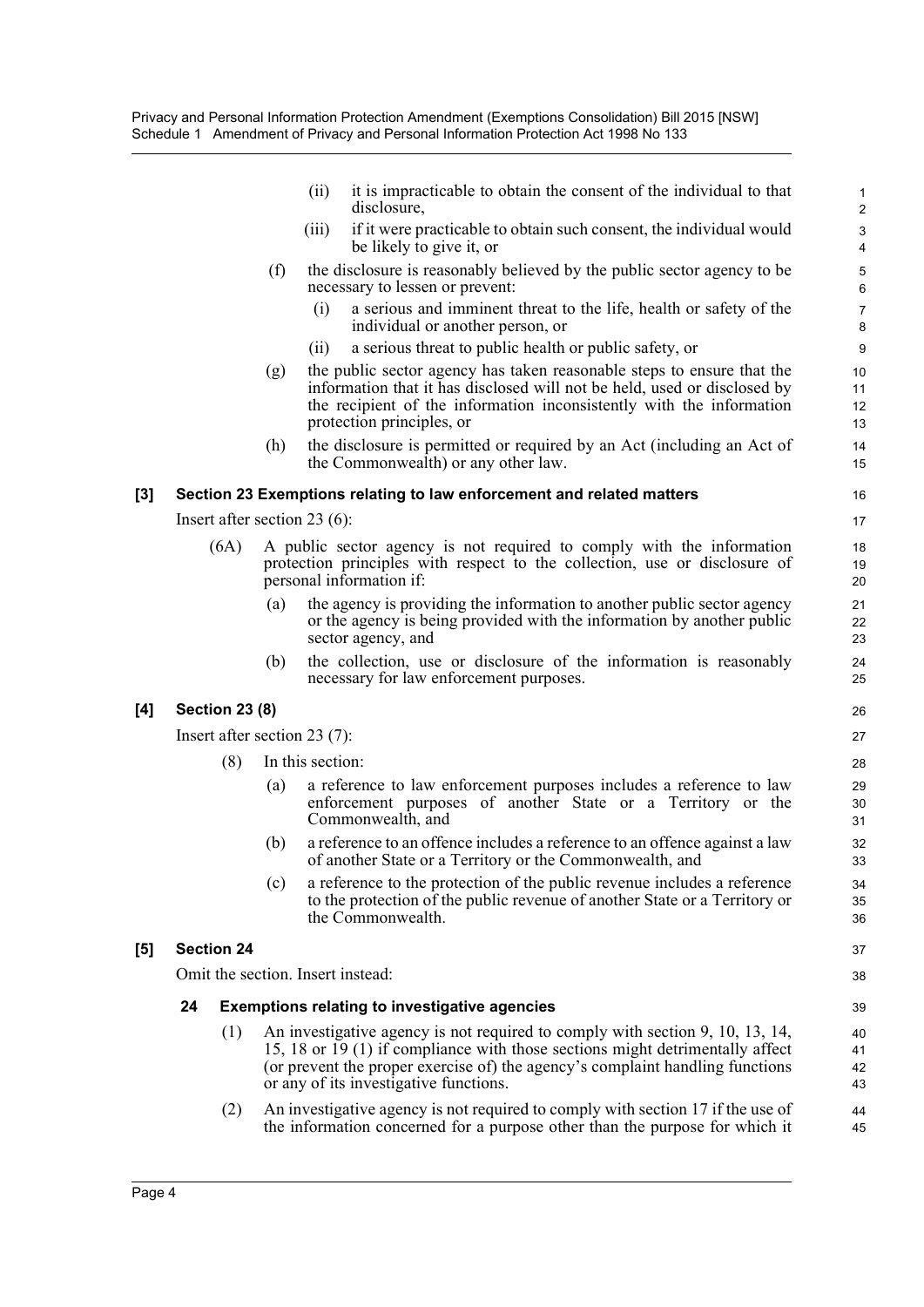(ii) it is impracticable to obtain the consent of the individual to that disclosure,

(iii) if it were practicable to obtain such consent, the individual would be likely to give it, or

(f) the disclosure is reasonably believed by the public sector agency to be necessary to lessen or prevent:

(i) a serious and imminent threat to the life, health or safety of the individual or another person, or

(ii) a serious threat to public health or public safety, or

(g) the public sector agency has taken reasonable steps to ensure that the information that it has disclosed will not be held, used or disclosed by the recipient of the information inconsistently with the information protection principles, or

(h) the disclosure is permitted or required by an Act (including an Act of the Commonwealth) or any other law.

**[3] Section 23 Exemptions relating to law enforcement and related matters**

Insert after section 23 (6):

(6A) A public sector agency is not required to comply with the information protection principles with respect to the collection, use or disclosure of personal information if:

(a) the agency is providing the information to another public sector agency or the agency is being provided with the information by another public sector agency, and

(b) the collection, use or disclosure of the information is reasonably necessary for law enforcement purposes.

**[4] Section 23 (8)**

Insert after section 23 (7):

(8) In this section:

(a) a reference to law enforcement purposes includes a reference to law enforcement purposes of another State or a Territory or the Commonwealth, and

(b) a reference to an offence includes a reference to an offence against a law of another State or a Territory or the Commonwealth, and

(c) a reference to the protection of the public revenue includes a reference to the protection of the public revenue of another State or a Territory or the Commonwealth.

**[5] Section 24**

Omit the section. Insert instead:

**24 Exemptions relating to investigative agencies**

(1) An investigative agency is not required to comply with section 9, 10, 13, 14, 15, 18 or 19 (1) if compliance with those sections might detrimentally affect (or prevent the proper exercise of) the agency's complaint handling functions or any of its investigative functions.

(2) An investigative agency is not required to comply with section 17 if the use of the information concerned for a purpose other than the purpose for which it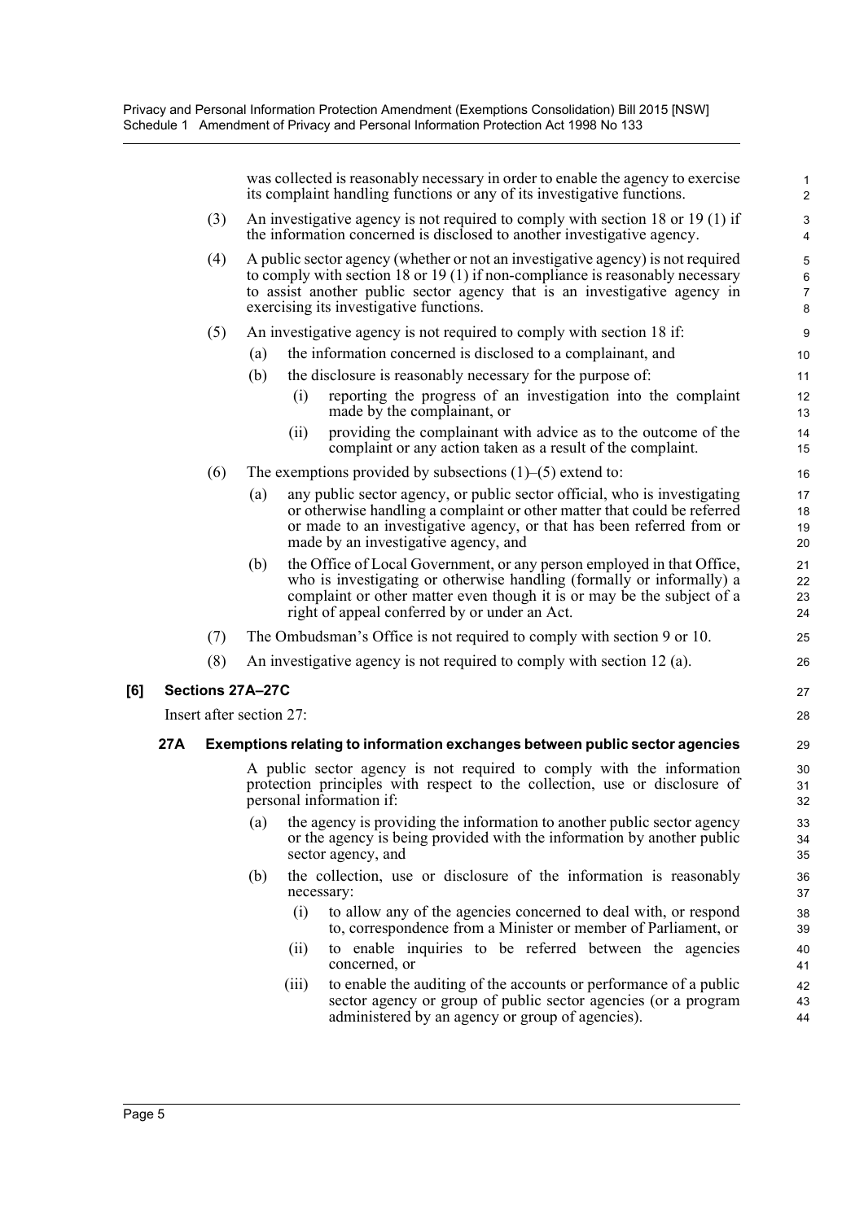was collected is reasonably necessary in order to enable the agency to exercise its complaint handling functions or any of its investigative functions.

(3) An investigative agency is not required to comply with section 18 or 19 (1) if the information concerned is disclosed to another investigative agency.

(4) A public sector agency (whether or not an investigative agency) is not required to comply with section 18 or 19 (1) if non-compliance is reasonably necessary to assist another public sector agency that is an investigative agency in exercising its investigative functions.

(5) An investigative agency is not required to comply with section 18 if:

- (a) the information concerned is disclosed to a complainant, and
- (b) the disclosure is reasonably necessary for the purpose of:
  - (i) reporting the progress of an investigation into the complaint made by the complainant, or
  - (ii) providing the complainant with advice as to the outcome of the complaint or any action taken as a result of the complaint.

(6) The exemptions provided by subsections (1)–(5) extend to:

- (a) any public sector agency, or public sector official, who is investigating or otherwise handling a complaint or other matter that could be referred or made to an investigative agency, or that has been referred from or made by an investigative agency, and
- (b) the Office of Local Government, or any person employed in that Office, who is investigating or otherwise handling (formally or informally) a complaint or other matter even though it is or may be the subject of a right of appeal conferred by or under an Act.

(7) The Ombudsman's Office is not required to comply with section 9 or 10.

(8) An investigative agency is not required to comply with section 12 (a).

**[6] Sections 27A–27C**

Insert after section 27:

**27A Exemptions relating to information exchanges between public sector agencies**

A public sector agency is not required to comply with the information protection principles with respect to the collection, use or disclosure of personal information if:

- (a) the agency is providing the information to another public sector agency or the agency is being provided with the information by another public sector agency, and
- (b) the collection, use or disclosure of the information is reasonably necessary:
  - (i) to allow any of the agencies concerned to deal with, or respond to, correspondence from a Minister or member of Parliament, or
  - (ii) to enable inquiries to be referred between the agencies concerned, or
  - (iii) to enable the auditing of the accounts or performance of a public sector agency or group of public sector agencies (or a program administered by an agency or group of agencies).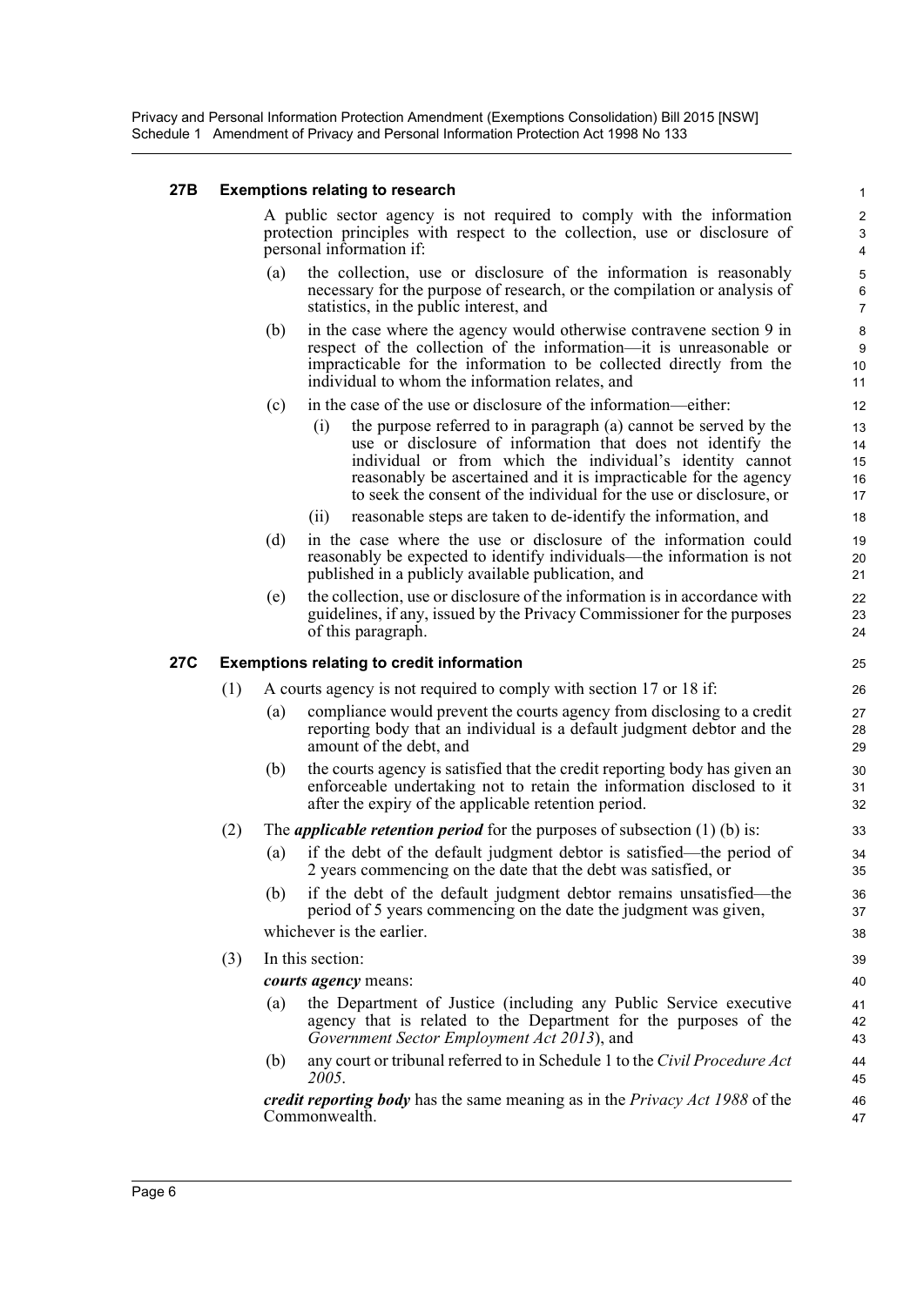#### 27B Exemptions relating to research

A public sector agency is not required to comply with the information protection principles with respect to the collection, use or disclosure of personal information if:

(a) the collection, use or disclosure of the information is reasonably necessary for the purpose of research, or the compilation or analysis of statistics, in the public interest, and

(b) in the case where the agency would otherwise contravene section 9 in respect of the collection of the information—it is unreasonable or impracticable for the information to be collected directly from the individual to whom the information relates, and

(c) in the case of the use or disclosure of the information—either:

(i) the purpose referred to in paragraph (a) cannot be served by the use or disclosure of information that does not identify the individual or from which the individual's identity cannot reasonably be ascertained and it is impracticable for the agency to seek the consent of the individual for the use or disclosure, or

(ii) reasonable steps are taken to de-identify the information, and

(d) in the case where the use or disclosure of the information could reasonably be expected to identify individuals—the information is not published in a publicly available publication, and

(e) the collection, use or disclosure of the information is in accordance with guidelines, if any, issued by the Privacy Commissioner for the purposes of this paragraph.

#### 27C Exemptions relating to credit information

(1) A courts agency is not required to comply with section 17 or 18 if:

(a) compliance would prevent the courts agency from disclosing to a credit reporting body that an individual is a default judgment debtor and the amount of the debt, and

(b) the courts agency is satisfied that the credit reporting body has given an enforceable undertaking not to retain the information disclosed to it after the expiry of the applicable retention period.

(2) The ***applicable retention period*** for the purposes of subsection (1) (b) is:

(a) if the debt of the default judgment debtor is satisfied—the period of 2 years commencing on the date that the debt was satisfied, or

(b) if the debt of the default judgment debtor remains unsatisfied—the period of 5 years commencing on the date the judgment was given,

whichever is the earlier.

(3) In this section:

***courts agency*** means:

(a) the Department of Justice (including any Public Service executive agency that is related to the Department for the purposes of the *Government Sector Employment Act 2013*), and

(b) any court or tribunal referred to in Schedule 1 to the *Civil Procedure Act 2005*.

***credit reporting body*** has the same meaning as in the *Privacy Act 1988* of the Commonwealth.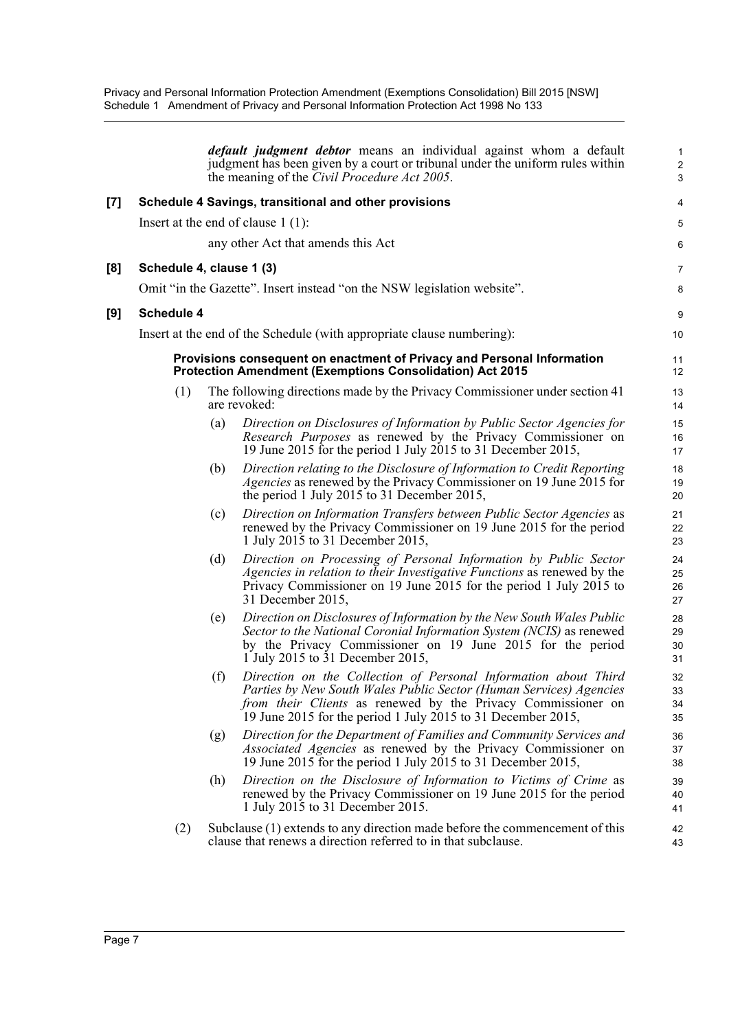***default judgment debtor*** means an individual against whom a default judgment has been given by a court or tribunal under the uniform rules within the meaning of the *Civil Procedure Act 2005*.

**[7] Schedule 4 Savings, transitional and other provisions**

Insert at the end of clause 1 (1):

any other Act that amends this Act

**[8] Schedule 4, clause 1 (3)**

Omit "in the Gazette". Insert instead "on the NSW legislation website".

**[9] Schedule 4**

Insert at the end of the Schedule (with appropriate clause numbering):

**Provisions consequent on enactment of Privacy and Personal Information Protection Amendment (Exemptions Consolidation) Act 2015**

(1) The following directions made by the Privacy Commissioner under section 41 are revoked:

(a) *Direction on Disclosures of Information by Public Sector Agencies for Research Purposes* as renewed by the Privacy Commissioner on 19 June 2015 for the period 1 July 2015 to 31 December 2015,

(b) *Direction relating to the Disclosure of Information to Credit Reporting Agencies* as renewed by the Privacy Commissioner on 19 June 2015 for the period 1 July 2015 to 31 December 2015,

(c) *Direction on Information Transfers between Public Sector Agencies* as renewed by the Privacy Commissioner on 19 June 2015 for the period 1 July 2015 to 31 December 2015,

(d) *Direction on Processing of Personal Information by Public Sector Agencies in relation to their Investigative Functions* as renewed by the Privacy Commissioner on 19 June 2015 for the period 1 July 2015 to 31 December 2015,

(e) *Direction on Disclosures of Information by the New South Wales Public Sector to the National Coronial Information System (NCIS)* as renewed by the Privacy Commissioner on 19 June 2015 for the period 1 July 2015 to 31 December 2015,

(f) *Direction on the Collection of Personal Information about Third Parties by New South Wales Public Sector (Human Services) Agencies from their Clients* as renewed by the Privacy Commissioner on 19 June 2015 for the period 1 July 2015 to 31 December 2015,

(g) *Direction for the Department of Families and Community Services and Associated Agencies* as renewed by the Privacy Commissioner on 19 June 2015 for the period 1 July 2015 to 31 December 2015,

(h) *Direction on the Disclosure of Information to Victims of Crime* as renewed by the Privacy Commissioner on 19 June 2015 for the period 1 July 2015 to 31 December 2015.

(2) Subclause (1) extends to any direction made before the commencement of this clause that renews a direction referred to in that subclause.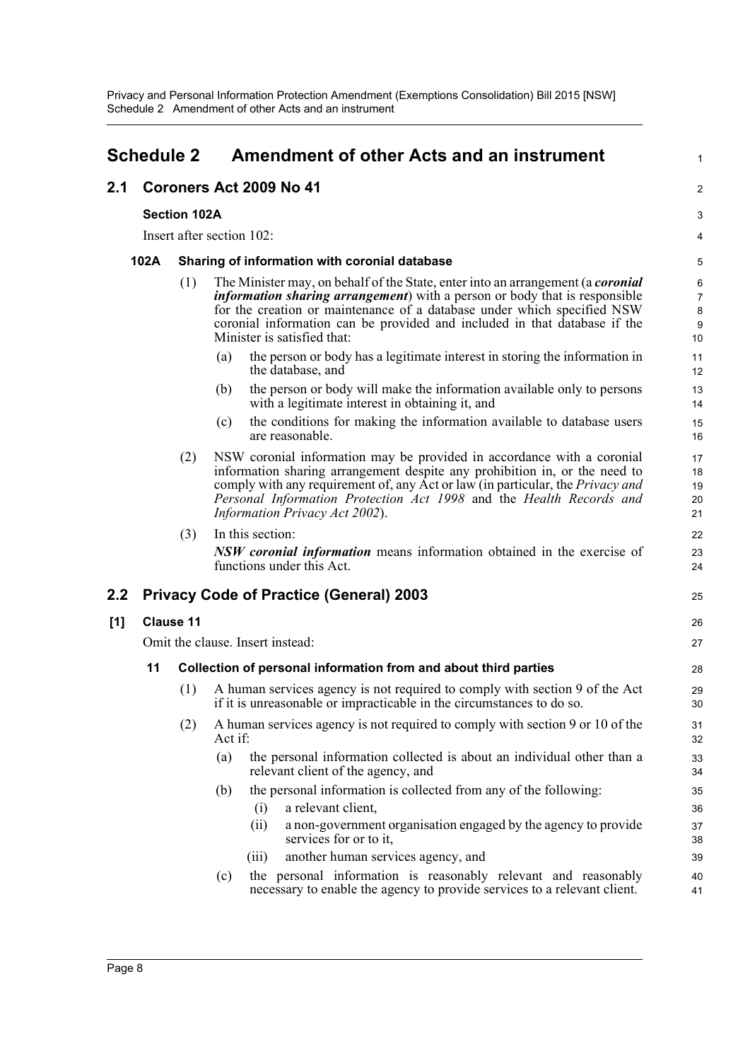# Schedule 2 Amendment of other Acts and an instrument

## 2.1 Coroners Act 2009 No 41

### Section 102A

Insert after section 102:

#### 102A Sharing of information with coronial database

(1) The Minister may, on behalf of the State, enter into an arrangement (a ***coronial information sharing arrangement***) with a person or body that is responsible for the creation or maintenance of a database under which specified NSW coronial information can be provided and included in that database if the Minister is satisfied that:

- (a) the person or body has a legitimate interest in storing the information in the database, and
- (b) the person or body will make the information available only to persons with a legitimate interest in obtaining it, and
- (c) the conditions for making the information available to database users are reasonable.

(2) NSW coronial information may be provided in accordance with a coronial information sharing arrangement despite any prohibition in, or the need to comply with any requirement of, any Act or law (in particular, the *Privacy and Personal Information Protection Act 1998* and the *Health Records and Information Privacy Act 2002*).

(3) In this section:

***NSW coronial information*** means information obtained in the exercise of functions under this Act.

## 2.2 Privacy Code of Practice (General) 2003

### [1] Clause 11

Omit the clause. Insert instead:

#### 11 Collection of personal information from and about third parties

(1) A human services agency is not required to comply with section 9 of the Act if it is unreasonable or impracticable in the circumstances to do so.

(2) A human services agency is not required to comply with section 9 or 10 of the Act if:

- (a) the personal information collected is about an individual other than a relevant client of the agency, and
- (b) the personal information is collected from any of the following:
  - (i) a relevant client,
  - (ii) a non-government organisation engaged by the agency to provide services for or to it,
  - (iii) another human services agency, and
- (c) the personal information is reasonably relevant and reasonably necessary to enable the agency to provide services to a relevant client.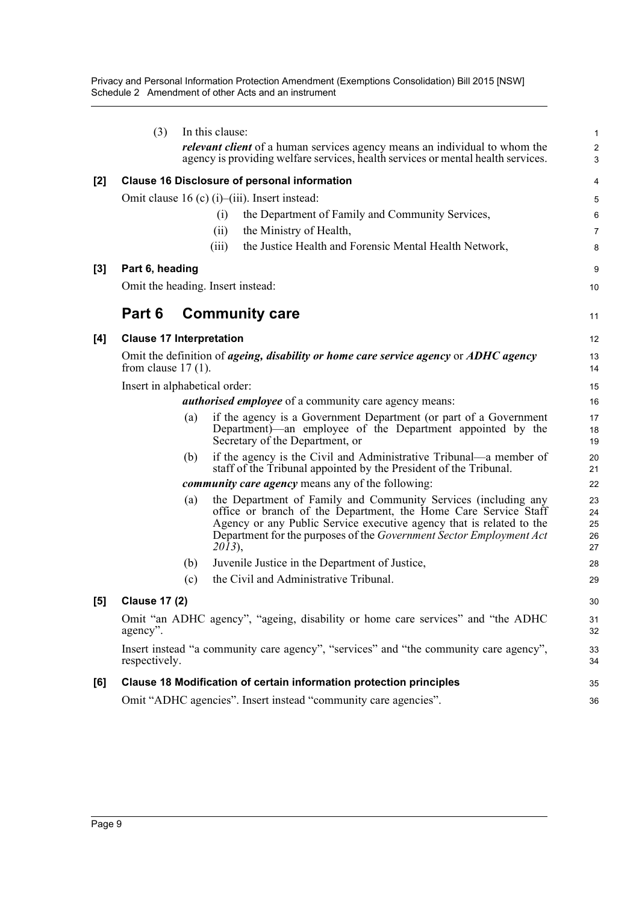(3) In this clause:

***relevant client*** of a human services agency means an individual to whom the agency is providing welfare services, health services or mental health services.

**[2] Clause 16 Disclosure of personal information**

Omit clause 16 (c) (i)–(iii). Insert instead:

(i) the Department of Family and Community Services,

(ii) the Ministry of Health,

(iii) the Justice Health and Forensic Mental Health Network,

**[3] Part 6, heading**

Omit the heading. Insert instead:

## Part 6 Community care

**[4] Clause 17 Interpretation**

Omit the definition of ***ageing, disability or home care service agency*** or ***ADHC agency*** from clause 17 (1).

Insert in alphabetical order:

***authorised employee*** of a community care agency means:

(a) if the agency is a Government Department (or part of a Government Department)—an employee of the Department appointed by the Secretary of the Department, or

(b) if the agency is the Civil and Administrative Tribunal—a member of staff of the Tribunal appointed by the President of the Tribunal.

***community care agency*** means any of the following:

(a) the Department of Family and Community Services (including any office or branch of the Department, the Home Care Service Staff Agency or any Public Service executive agency that is related to the Department for the purposes of the *Government Sector Employment Act 2013*),

(b) Juvenile Justice in the Department of Justice,

(c) the Civil and Administrative Tribunal.

**[5] Clause 17 (2)**

Omit "an ADHC agency", "ageing, disability or home care services" and "the ADHC agency".

Insert instead "a community care agency", "services" and "the community care agency", respectively.

**[6] Clause 18 Modification of certain information protection principles**

Omit "ADHC agencies". Insert instead "community care agencies".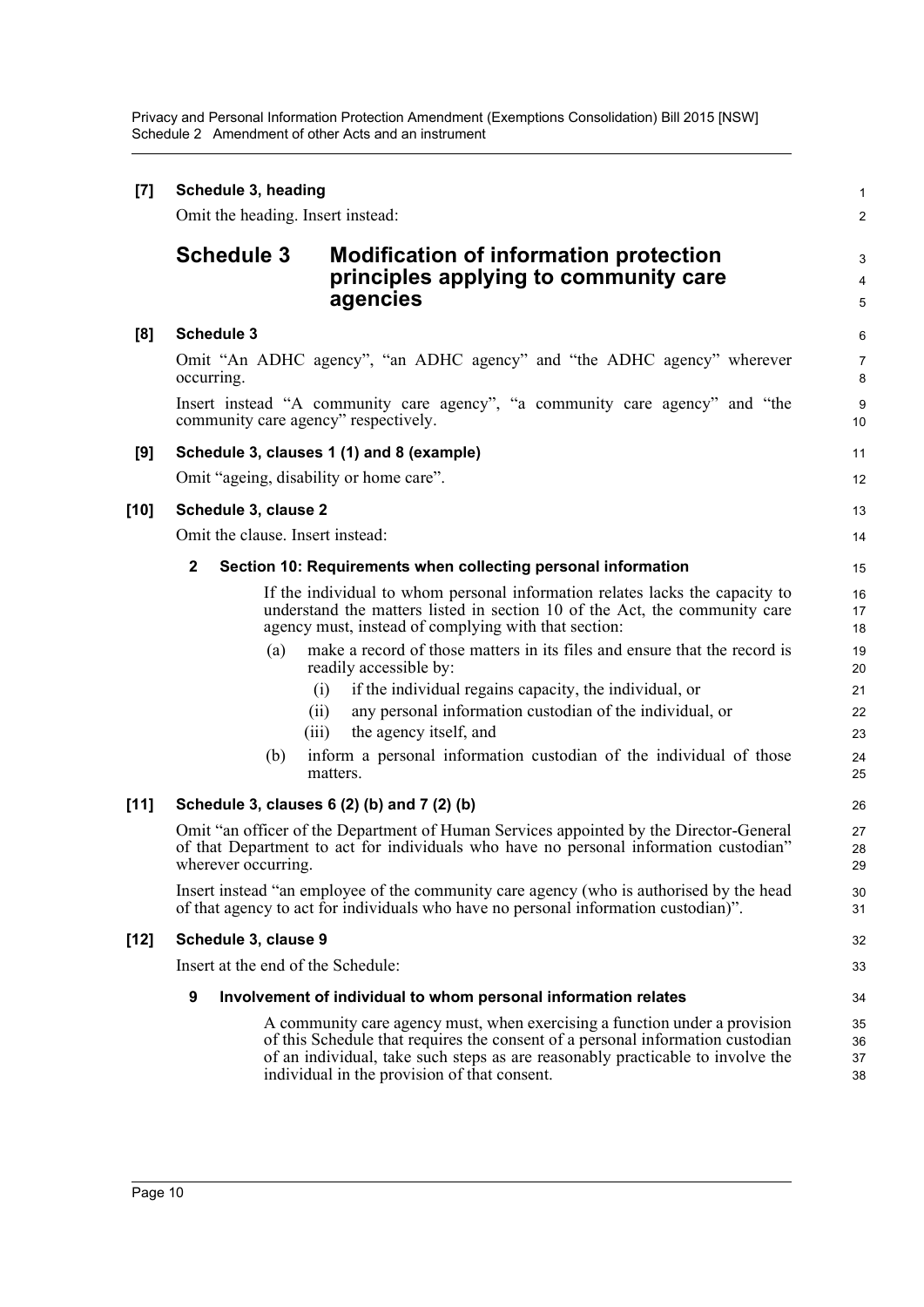**[7] Schedule 3, heading**

Omit the heading. Insert instead:

## Schedule 3 Modification of information protection principles applying to community care agencies

**[8] Schedule 3**

Omit "An ADHC agency", "an ADHC agency" and "the ADHC agency" wherever occurring.

Insert instead "A community care agency", "a community care agency" and "the community care agency" respectively.

**[9] Schedule 3, clauses 1 (1) and 8 (example)**

Omit "ageing, disability or home care".

**[10] Schedule 3, clause 2**

Omit the clause. Insert instead:

**2 Section 10: Requirements when collecting personal information**

If the individual to whom personal information relates lacks the capacity to understand the matters listed in section 10 of the Act, the community care agency must, instead of complying with that section:

(a) make a record of those matters in its files and ensure that the record is readily accessible by:

(i) if the individual regains capacity, the individual, or

(ii) any personal information custodian of the individual, or

(iii) the agency itself, and

(b) inform a personal information custodian of the individual of those matters.

**[11] Schedule 3, clauses 6 (2) (b) and 7 (2) (b)**

Omit "an officer of the Department of Human Services appointed by the Director-General of that Department to act for individuals who have no personal information custodian" wherever occurring.

Insert instead "an employee of the community care agency (who is authorised by the head of that agency to act for individuals who have no personal information custodian)".

**[12] Schedule 3, clause 9**

Insert at the end of the Schedule:

**9 Involvement of individual to whom personal information relates**

A community care agency must, when exercising a function under a provision of this Schedule that requires the consent of a personal information custodian of an individual, take such steps as are reasonably practicable to involve the individual in the provision of that consent.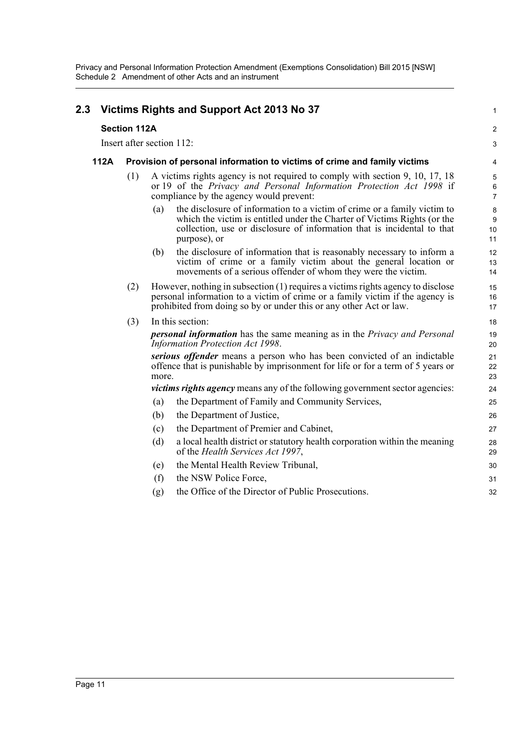## 2.3 Victims Rights and Support Act 2013 No 37

### Section 112A

Insert after section 112:

#### 112A Provision of personal information to victims of crime and family victims

(1) A victims rights agency is not required to comply with section 9, 10, 17, 18 or 19 of the *Privacy and Personal Information Protection Act 1998* if compliance by the agency would prevent:

(a) the disclosure of information to a victim of crime or a family victim to which the victim is entitled under the Charter of Victims Rights (or the collection, use or disclosure of information that is incidental to that purpose), or

(b) the disclosure of information that is reasonably necessary to inform a victim of crime or a family victim about the general location or movements of a serious offender of whom they were the victim.

(2) However, nothing in subsection (1) requires a victims rights agency to disclose personal information to a victim of crime or a family victim if the agency is prohibited from doing so by or under this or any other Act or law.

(3) In this section:

***personal information*** has the same meaning as in the *Privacy and Personal Information Protection Act 1998*.

***serious offender*** means a person who has been convicted of an indictable offence that is punishable by imprisonment for life or for a term of 5 years or more.

***victims rights agency*** means any of the following government sector agencies:

(a) the Department of Family and Community Services,

(b) the Department of Justice,

(c) the Department of Premier and Cabinet,

(d) a local health district or statutory health corporation within the meaning of the *Health Services Act 1997*,

(e) the Mental Health Review Tribunal,

(f) the NSW Police Force,

(g) the Office of the Director of Public Prosecutions.